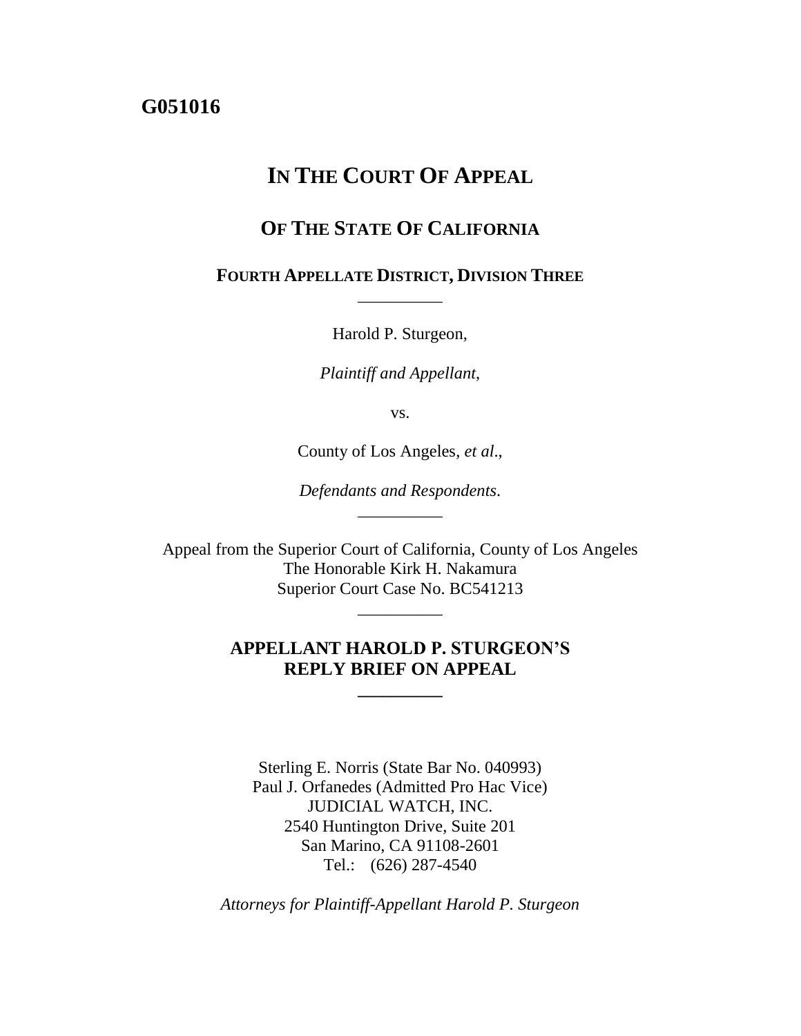**G051016**

# IN THE COURT OF APPEAL

## OF THE STATE OF CALIFORNIA

### FOURTH APPELLATE DISTRICT, DIVISION THREE

---

Harold P. Sturgeon,

*Plaintiff and Appellant*,

vs.

County of Los Angeles, *et al*.,

*Defendants and Respondents*.

---

Appeal from the Superior Court of California, County of Los Angeles
The Honorable Kirk H. Nakamura
Superior Court Case No. BC541213

---

**APPELLANT HAROLD P. STURGEON'S REPLY BRIEF ON APPEAL**

---

Sterling E. Norris (State Bar No. 040993)
Paul J. Orfanedes (Admitted Pro Hac Vice)
JUDICIAL WATCH, INC.
2540 Huntington Drive, Suite 201
San Marino, CA 91108-2601
Tel.: (626) 287-4540

*Attorneys for Plaintiff-Appellant Harold P. Sturgeon*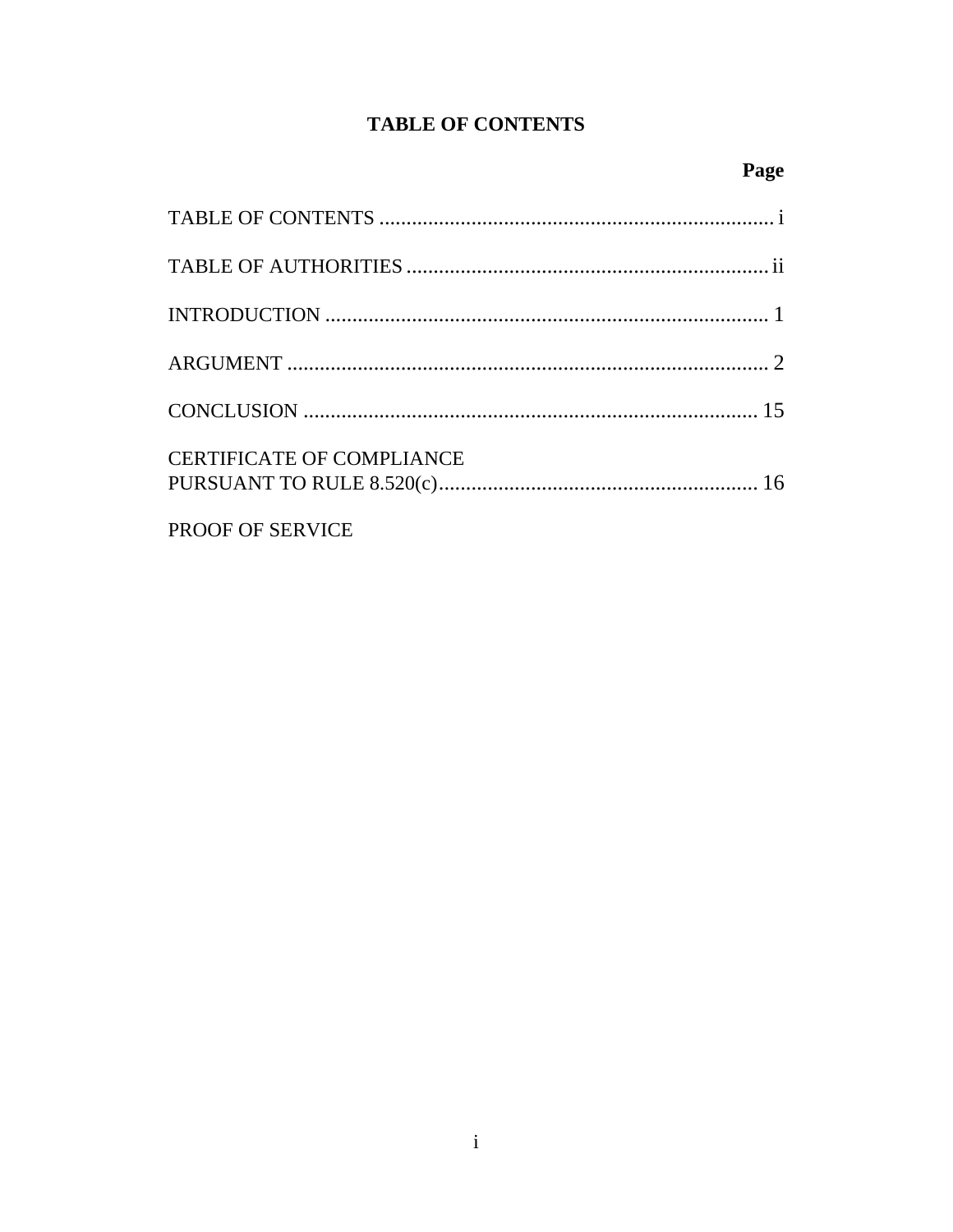# TABLE OF CONTENTS

| | Page |
|---|---|
| TABLE OF CONTENTS | i |
| TABLE OF AUTHORITIES | ii |
| INTRODUCTION | 1 |
| ARGUMENT | 2 |
| CONCLUSION | 15 |
| CERTIFICATE OF COMPLIANCE PURSUANT TO RULE 8.520(c) | 16 |
| PROOF OF SERVICE | |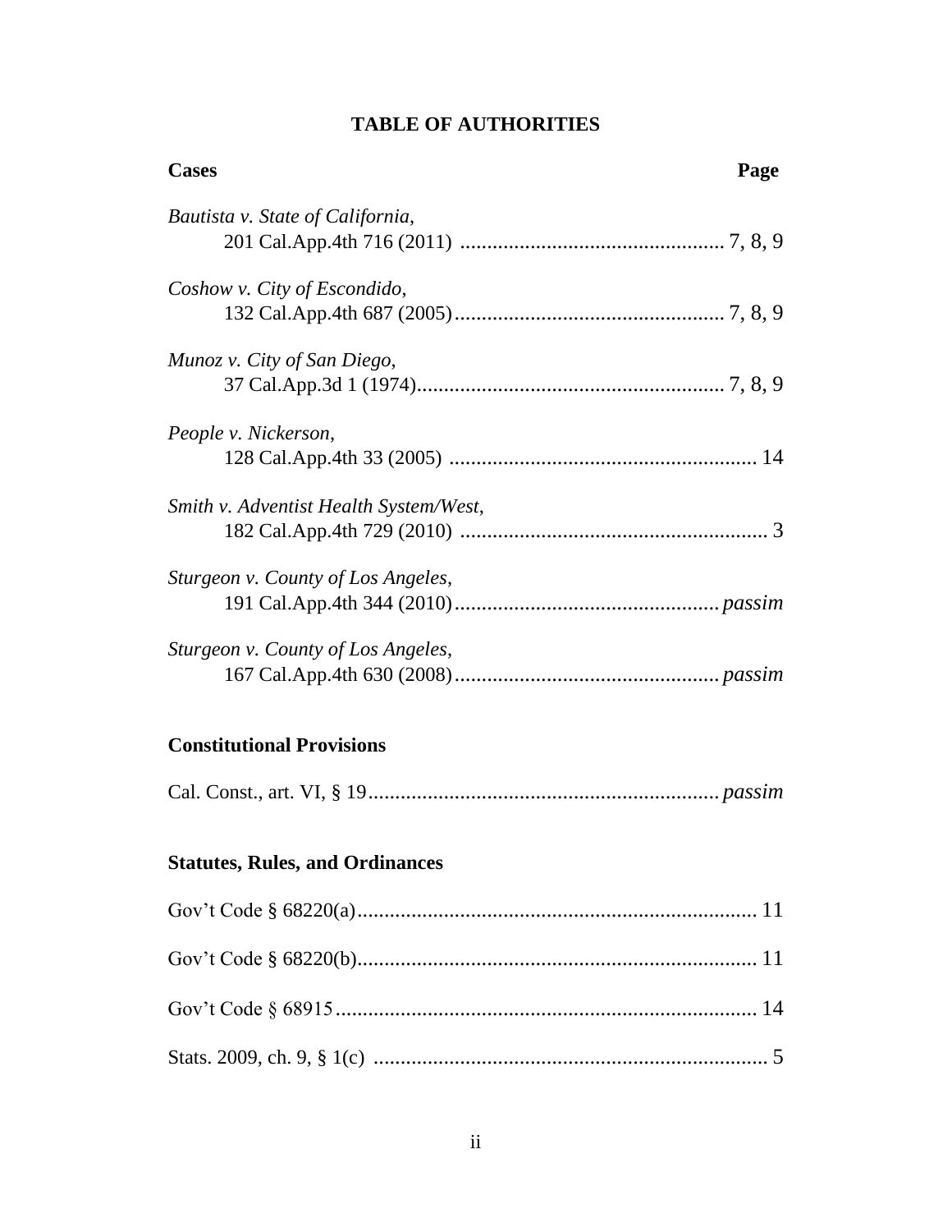# TABLE OF AUTHORITIES

**Cases** **Page**

*Bautista v. State of California*,
201 Cal.App.4th 716 (2011) ................................................ 7, 8, 9

*Coshow v. City of Escondido*,
132 Cal.App.4th 687 (2005) ................................................ 7, 8, 9

*Munoz v. City of San Diego*,
37 Cal.App.3d 1 (1974) ................................................ 7, 8, 9

*People v. Nickerson*,
128 Cal.App.4th 33 (2005) ................................................ 14

*Smith v. Adventist Health System/West*,
182 Cal.App.4th 729 (2010) ................................................ 3

*Sturgeon v. County of Los Angeles*,
191 Cal.App.4th 344 (2010) ................................................ *passim*

*Sturgeon v. County of Los Angeles*,
167 Cal.App.4th 630 (2008) ................................................ *passim*

**Constitutional Provisions**

Cal. Const., art. VI, § 19 ................................................ *passim*

**Statutes, Rules, and Ordinances**

Gov't Code § 68220(a) ................................................ 11

Gov't Code § 68220(b) ................................................ 11

Gov't Code § 68915 ................................................ 14

Stats. 2009, ch. 9, § 1(c) ................................................ 5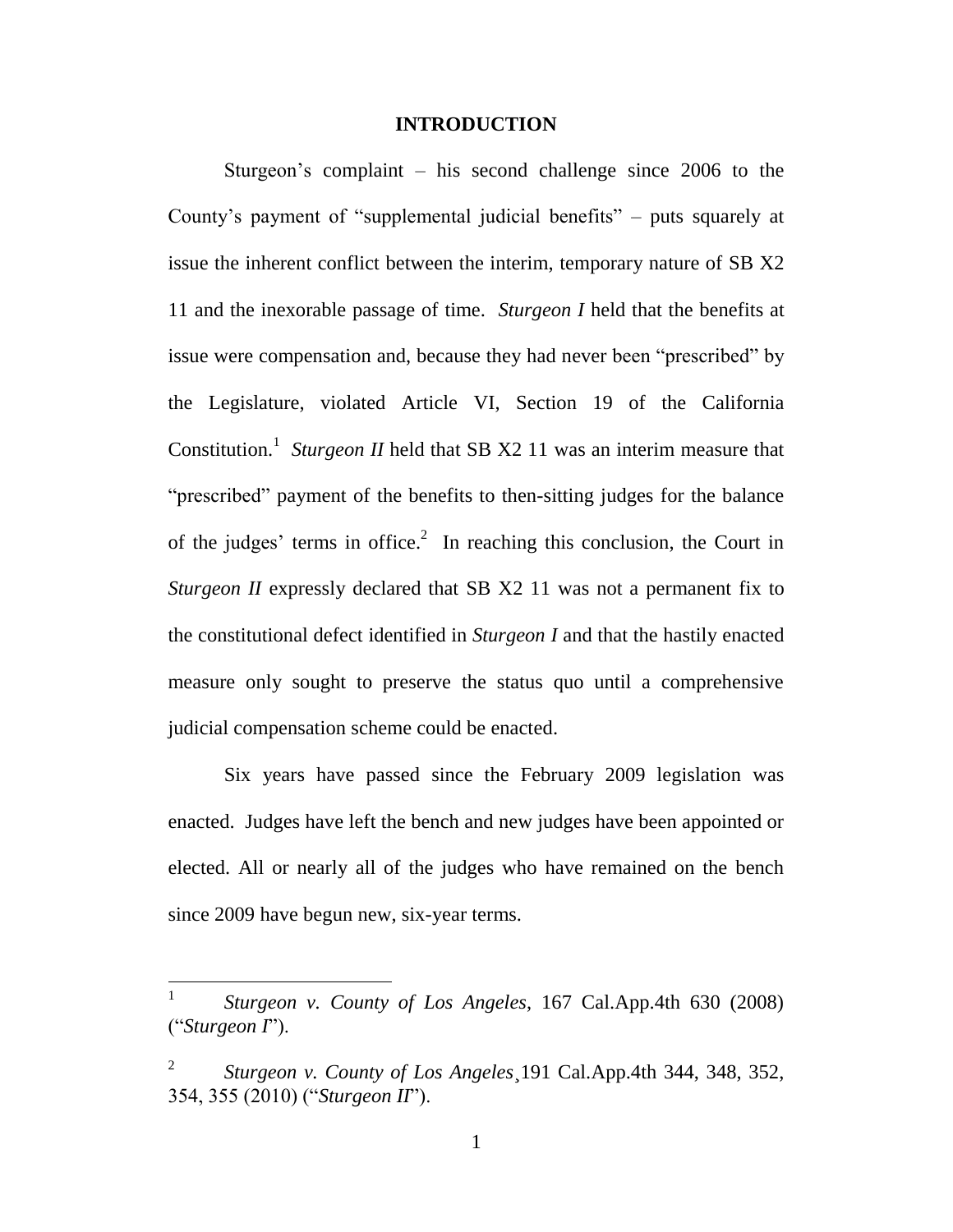# INTRODUCTION

Sturgeon's complaint – his second challenge since 2006 to the County's payment of "supplemental judicial benefits" – puts squarely at issue the inherent conflict between the interim, temporary nature of SB X2 11 and the inexorable passage of time. *Sturgeon I* held that the benefits at issue were compensation and, because they had never been "prescribed" by the Legislature, violated Article VI, Section 19 of the California Constitution.[1] *Sturgeon II* held that SB X2 11 was an interim measure that "prescribed" payment of the benefits to then-sitting judges for the balance of the judges' terms in office.[2] In reaching this conclusion, the Court in *Sturgeon II* expressly declared that SB X2 11 was not a permanent fix to the constitutional defect identified in *Sturgeon I* and that the hastily enacted measure only sought to preserve the status quo until a comprehensive judicial compensation scheme could be enacted.

Six years have passed since the February 2009 legislation was enacted. Judges have left the bench and new judges have been appointed or elected. All or nearly all of the judges who have remained on the bench since 2009 have begun new, six-year terms.

---

[1] *Sturgeon v. County of Los Angeles*, 167 Cal.App.4th 630 (2008) ("*Sturgeon I*").

[2] *Sturgeon v. County of Los Angeles*¸191 Cal.App.4th 344, 348, 352, 354, 355 (2010) ("*Sturgeon II*").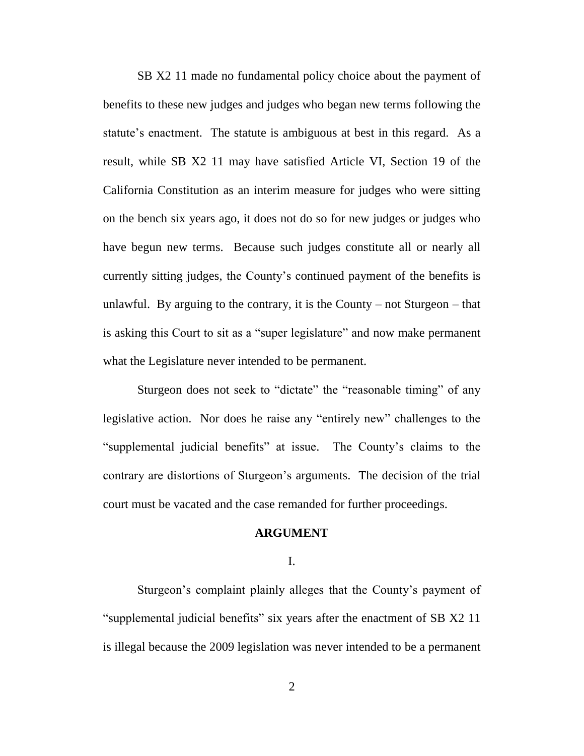SB X2 11 made no fundamental policy choice about the payment of benefits to these new judges and judges who began new terms following the statute's enactment. The statute is ambiguous at best in this regard. As a result, while SB X2 11 may have satisfied Article VI, Section 19 of the California Constitution as an interim measure for judges who were sitting on the bench six years ago, it does not do so for new judges or judges who have begun new terms. Because such judges constitute all or nearly all currently sitting judges, the County's continued payment of the benefits is unlawful. By arguing to the contrary, it is the County – not Sturgeon – that is asking this Court to sit as a "super legislature" and now make permanent what the Legislature never intended to be permanent.

Sturgeon does not seek to "dictate" the "reasonable timing" of any legislative action. Nor does he raise any "entirely new" challenges to the "supplemental judicial benefits" at issue. The County's claims to the contrary are distortions of Sturgeon's arguments. The decision of the trial court must be vacated and the case remanded for further proceedings.

## ARGUMENT

### I.

Sturgeon's complaint plainly alleges that the County's payment of "supplemental judicial benefits" six years after the enactment of SB X2 11 is illegal because the 2009 legislation was never intended to be a permanent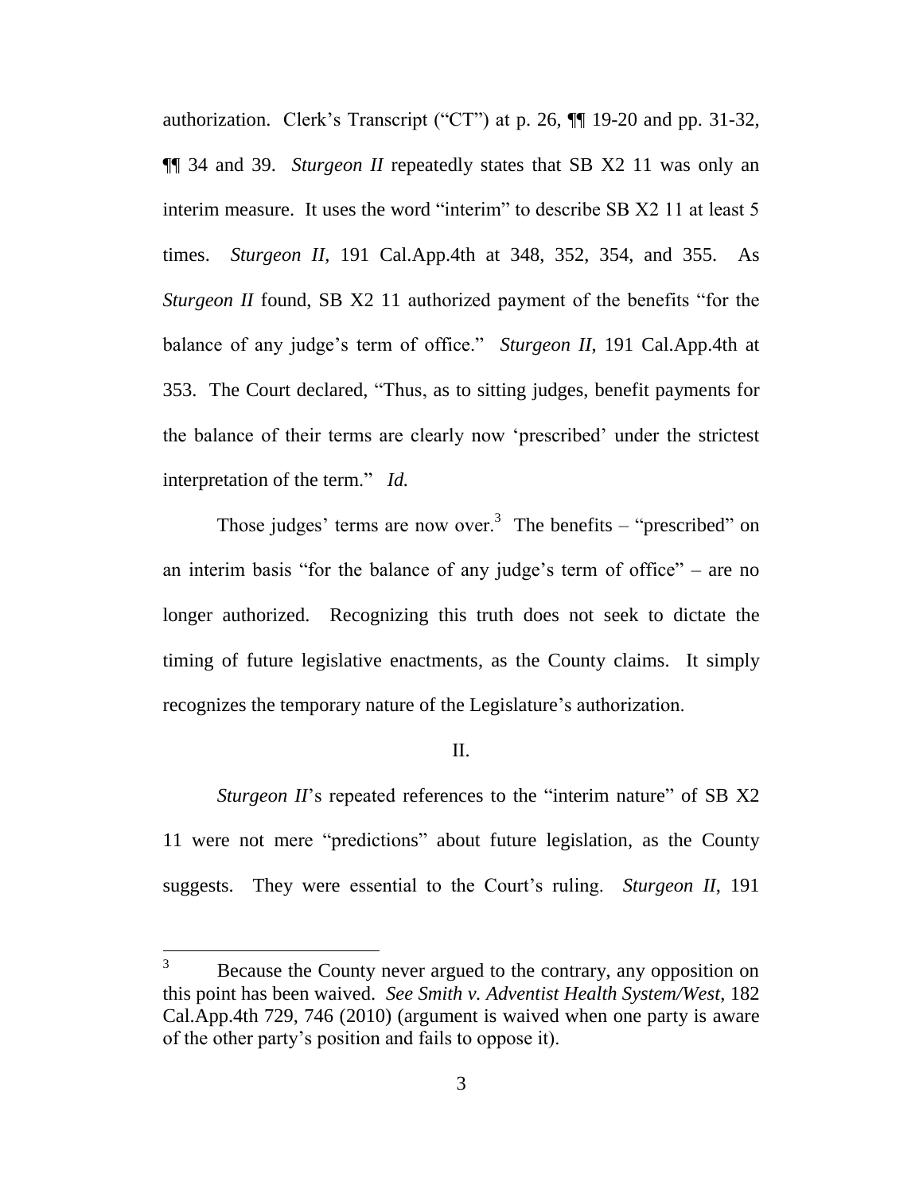authorization. Clerk's Transcript ("CT") at p. 26, ¶¶ 19-20 and pp. 31-32, ¶¶ 34 and 39. *Sturgeon II* repeatedly states that SB X2 11 was only an interim measure. It uses the word "interim" to describe SB X2 11 at least 5 times. *Sturgeon II*, 191 Cal.App.4th at 348, 352, 354, and 355. As *Sturgeon II* found, SB X2 11 authorized payment of the benefits "for the balance of any judge's term of office." *Sturgeon II*, 191 Cal.App.4th at 353. The Court declared, "Thus, as to sitting judges, benefit payments for the balance of their terms are clearly now 'prescribed' under the strictest interpretation of the term." *Id.*

Those judges' terms are now over.[3] The benefits – "prescribed" on an interim basis "for the balance of any judge's term of office" – are no longer authorized. Recognizing this truth does not seek to dictate the timing of future legislative enactments, as the County claims. It simply recognizes the temporary nature of the Legislature's authorization.

## II.

*Sturgeon II*'s repeated references to the "interim nature" of SB X2 11 were not mere "predictions" about future legislation, as the County suggests. They were essential to the Court's ruling. *Sturgeon II*, 191

---

[3] Because the County never argued to the contrary, any opposition on this point has been waived. *See Smith v. Adventist Health System/West*, 182 Cal.App.4th 729, 746 (2010) (argument is waived when one party is aware of the other party's position and fails to oppose it).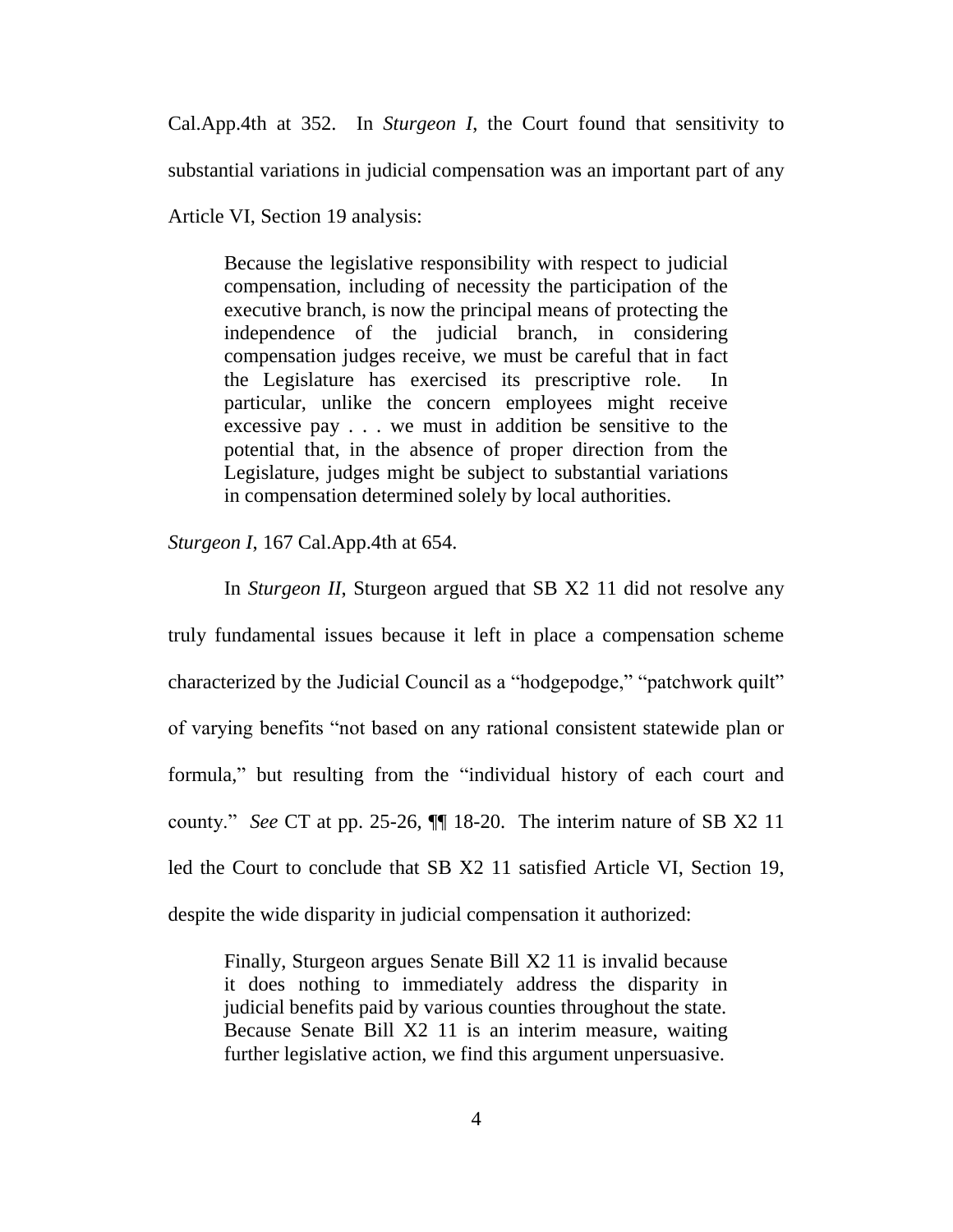Cal.App.4th at 352. In *Sturgeon I*, the Court found that sensitivity to substantial variations in judicial compensation was an important part of any Article VI, Section 19 analysis:

> Because the legislative responsibility with respect to judicial compensation, including of necessity the participation of the executive branch, is now the principal means of protecting the independence of the judicial branch, in considering compensation judges receive, we must be careful that in fact the Legislature has exercised its prescriptive role. In particular, unlike the concern employees might receive excessive pay . . . we must in addition be sensitive to the potential that, in the absence of proper direction from the Legislature, judges might be subject to substantial variations in compensation determined solely by local authorities.

*Sturgeon I*, 167 Cal.App.4th at 654.

In *Sturgeon II*, Sturgeon argued that SB X2 11 did not resolve any truly fundamental issues because it left in place a compensation scheme characterized by the Judicial Council as a "hodgepodge," "patchwork quilt" of varying benefits "not based on any rational consistent statewide plan or formula," but resulting from the "individual history of each court and county." *See* CT at pp. 25-26, ¶¶ 18-20. The interim nature of SB X2 11 led the Court to conclude that SB X2 11 satisfied Article VI, Section 19, despite the wide disparity in judicial compensation it authorized:

> Finally, Sturgeon argues Senate Bill X2 11 is invalid because it does nothing to immediately address the disparity in judicial benefits paid by various counties throughout the state. Because Senate Bill X2 11 is an interim measure, waiting further legislative action, we find this argument unpersuasive.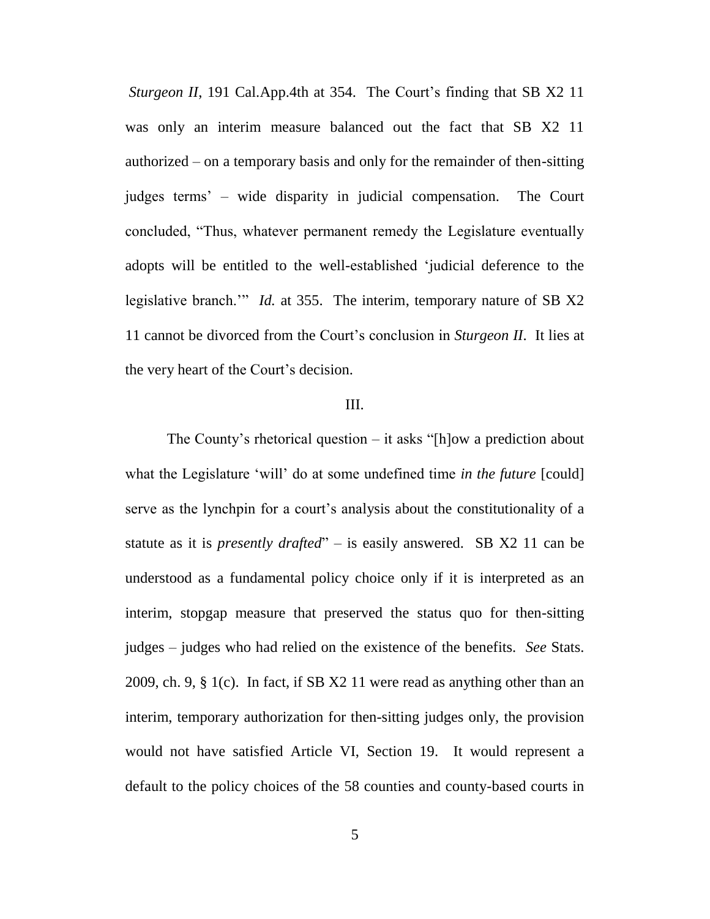*Sturgeon II*, 191 Cal.App.4th at 354. The Court's finding that SB X2 11 was only an interim measure balanced out the fact that SB X2 11 authorized – on a temporary basis and only for the remainder of then-sitting judges terms' – wide disparity in judicial compensation. The Court concluded, "Thus, whatever permanent remedy the Legislature eventually adopts will be entitled to the well-established 'judicial deference to the legislative branch.'" *Id.* at 355. The interim, temporary nature of SB X2 11 cannot be divorced from the Court's conclusion in *Sturgeon II*. It lies at the very heart of the Court's decision.

## III.

The County's rhetorical question – it asks "[h]ow a prediction about what the Legislature 'will' do at some undefined time *in the future* [could] serve as the lynchpin for a court's analysis about the constitutionality of a statute as it is *presently drafted*" – is easily answered. SB X2 11 can be understood as a fundamental policy choice only if it is interpreted as an interim, stopgap measure that preserved the status quo for then-sitting judges – judges who had relied on the existence of the benefits. *See* Stats. 2009, ch. 9, § 1(c). In fact, if SB X2 11 were read as anything other than an interim, temporary authorization for then-sitting judges only, the provision would not have satisfied Article VI, Section 19. It would represent a default to the policy choices of the 58 counties and county-based courts in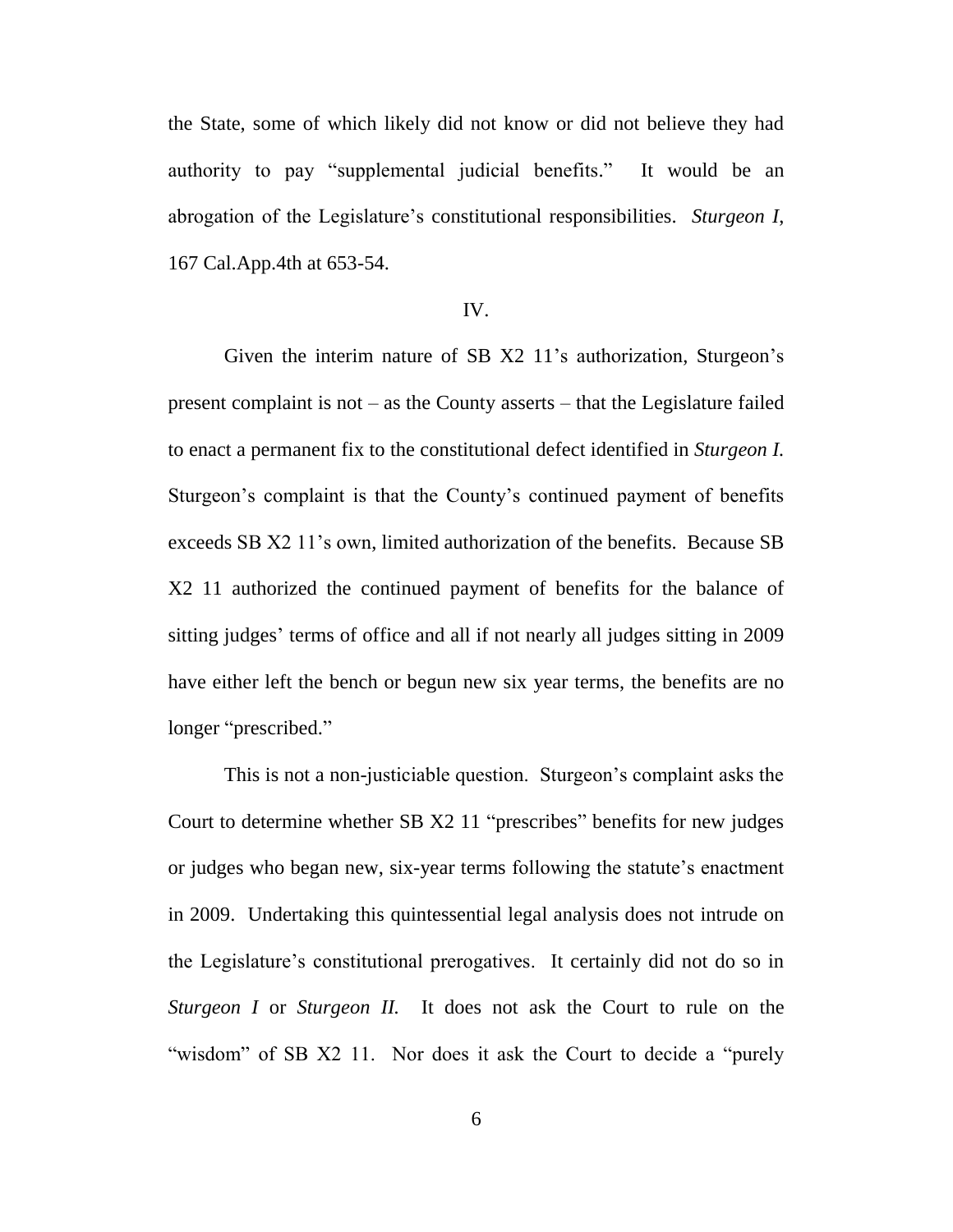the State, some of which likely did not know or did not believe they had authority to pay "supplemental judicial benefits." It would be an abrogation of the Legislature's constitutional responsibilities. *Sturgeon I*, 167 Cal.App.4th at 653-54.

IV.

Given the interim nature of SB X2 11's authorization, Sturgeon's present complaint is not – as the County asserts – that the Legislature failed to enact a permanent fix to the constitutional defect identified in *Sturgeon I.* Sturgeon's complaint is that the County's continued payment of benefits exceeds SB X2 11's own, limited authorization of the benefits. Because SB X2 11 authorized the continued payment of benefits for the balance of sitting judges' terms of office and all if not nearly all judges sitting in 2009 have either left the bench or begun new six year terms, the benefits are no longer "prescribed."

This is not a non-justiciable question. Sturgeon's complaint asks the Court to determine whether SB X2 11 "prescribes" benefits for new judges or judges who began new, six-year terms following the statute's enactment in 2009. Undertaking this quintessential legal analysis does not intrude on the Legislature's constitutional prerogatives. It certainly did not do so in *Sturgeon I* or *Sturgeon II.* It does not ask the Court to rule on the "wisdom" of SB X2 11. Nor does it ask the Court to decide a "purely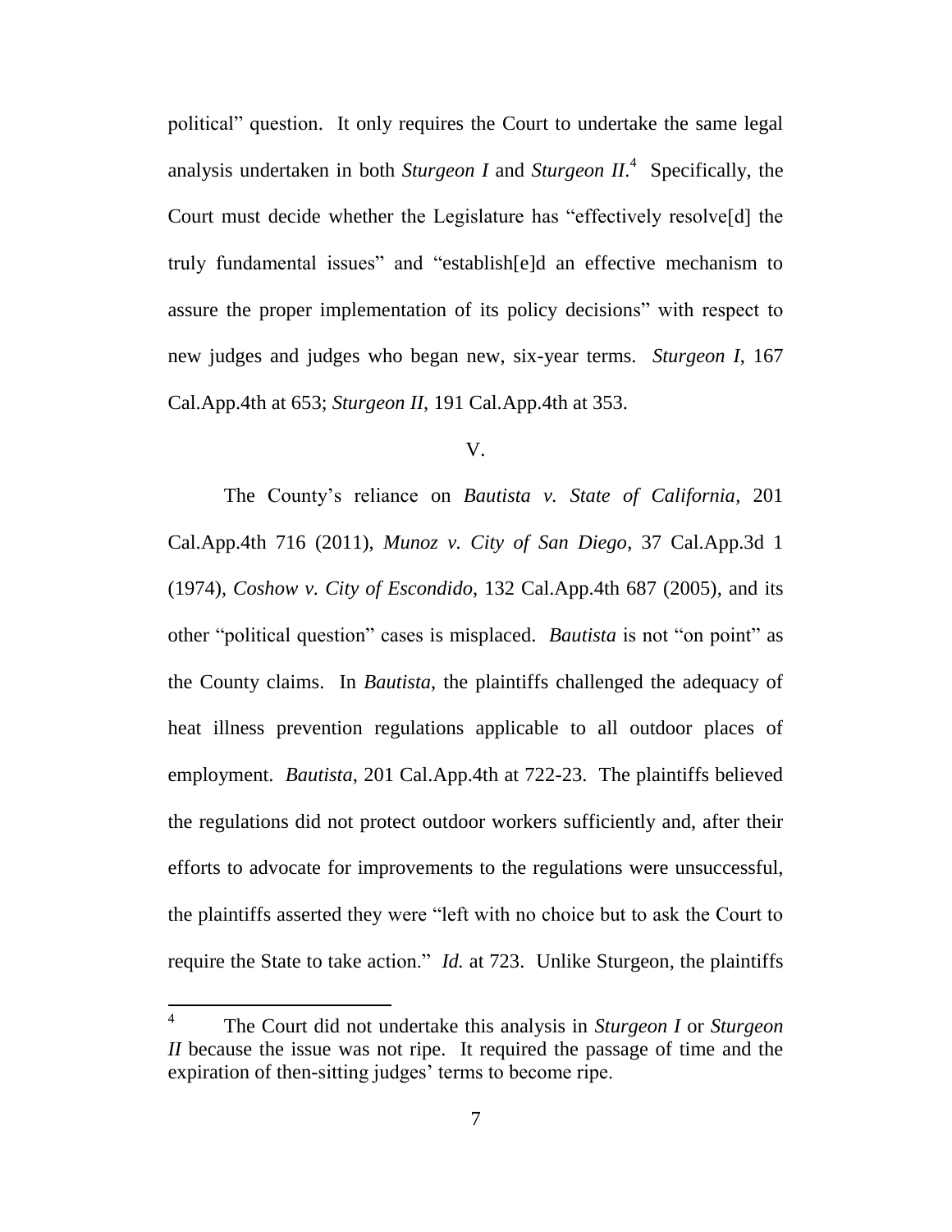political" question. It only requires the Court to undertake the same legal analysis undertaken in both *Sturgeon I* and *Sturgeon II*.[4] Specifically, the Court must decide whether the Legislature has "effectively resolve[d] the truly fundamental issues" and "establish[e]d an effective mechanism to assure the proper implementation of its policy decisions" with respect to new judges and judges who began new, six-year terms. *Sturgeon I*, 167 Cal.App.4th at 653; *Sturgeon II*, 191 Cal.App.4th at 353.

## V.

The County's reliance on *Bautista v. State of California*, 201 Cal.App.4th 716 (2011), *Munoz v. City of San Diego*, 37 Cal.App.3d 1 (1974), *Coshow v. City of Escondido*, 132 Cal.App.4th 687 (2005), and its other "political question" cases is misplaced. *Bautista* is not "on point" as the County claims. In *Bautista*, the plaintiffs challenged the adequacy of heat illness prevention regulations applicable to all outdoor places of employment. *Bautista*, 201 Cal.App.4th at 722-23. The plaintiffs believed the regulations did not protect outdoor workers sufficiently and, after their efforts to advocate for improvements to the regulations were unsuccessful, the plaintiffs asserted they were "left with no choice but to ask the Court to require the State to take action." *Id.* at 723. Unlike Sturgeon, the plaintiffs

---

[4] The Court did not undertake this analysis in *Sturgeon I* or *Sturgeon II* because the issue was not ripe. It required the passage of time and the expiration of then-sitting judges' terms to become ripe.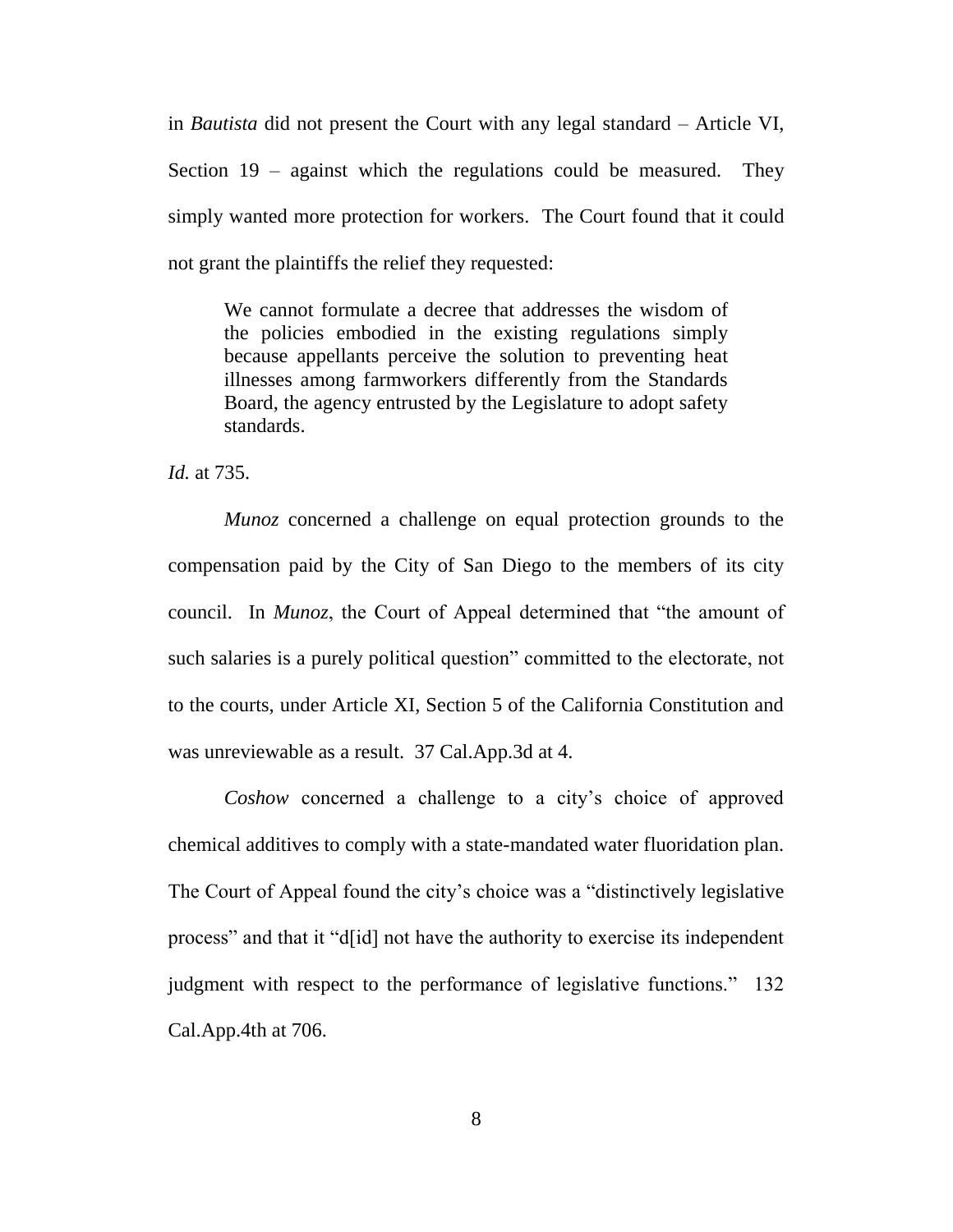in *Bautista* did not present the Court with any legal standard – Article VI, Section 19 – against which the regulations could be measured. They simply wanted more protection for workers. The Court found that it could not grant the plaintiffs the relief they requested:

> We cannot formulate a decree that addresses the wisdom of the policies embodied in the existing regulations simply because appellants perceive the solution to preventing heat illnesses among farmworkers differently from the Standards Board, the agency entrusted by the Legislature to adopt safety standards.

*Id.* at 735.

*Munoz* concerned a challenge on equal protection grounds to the compensation paid by the City of San Diego to the members of its city council. In *Munoz*, the Court of Appeal determined that "the amount of such salaries is a purely political question" committed to the electorate, not to the courts, under Article XI, Section 5 of the California Constitution and was unreviewable as a result. 37 Cal.App.3d at 4.

*Coshow* concerned a challenge to a city's choice of approved chemical additives to comply with a state-mandated water fluoridation plan. The Court of Appeal found the city's choice was a "distinctively legislative process" and that it "d[id] not have the authority to exercise its independent judgment with respect to the performance of legislative functions." 132 Cal.App.4th at 706.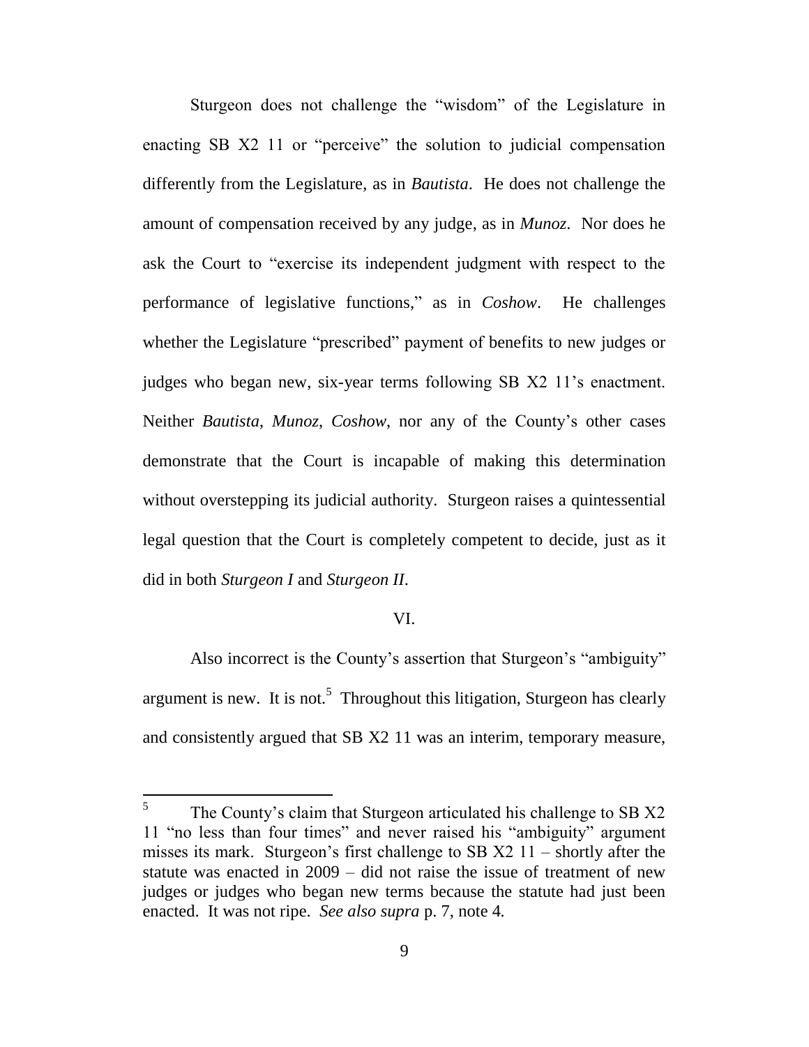Sturgeon does not challenge the "wisdom" of the Legislature in enacting SB X2 11 or "perceive" the solution to judicial compensation differently from the Legislature, as in *Bautista*. He does not challenge the amount of compensation received by any judge, as in *Munoz*. Nor does he ask the Court to "exercise its independent judgment with respect to the performance of legislative functions," as in *Coshow*. He challenges whether the Legislature "prescribed" payment of benefits to new judges or judges who began new, six-year terms following SB X2 11's enactment. Neither *Bautista*, *Munoz*, *Coshow*, nor any of the County's other cases demonstrate that the Court is incapable of making this determination without overstepping its judicial authority. Sturgeon raises a quintessential legal question that the Court is completely competent to decide, just as it did in both *Sturgeon I* and *Sturgeon II*.

## VI.

Also incorrect is the County's assertion that Sturgeon's "ambiguity" argument is new. It is not.[5] Throughout this litigation, Sturgeon has clearly and consistently argued that SB X2 11 was an interim, temporary measure,

---

[5] The County's claim that Sturgeon articulated his challenge to SB X2 11 "no less than four times" and never raised his "ambiguity" argument misses its mark. Sturgeon's first challenge to SB X2 11 – shortly after the statute was enacted in 2009 – did not raise the issue of treatment of new judges or judges who began new terms because the statute had just been enacted. It was not ripe. *See also supra* p. 7, note 4.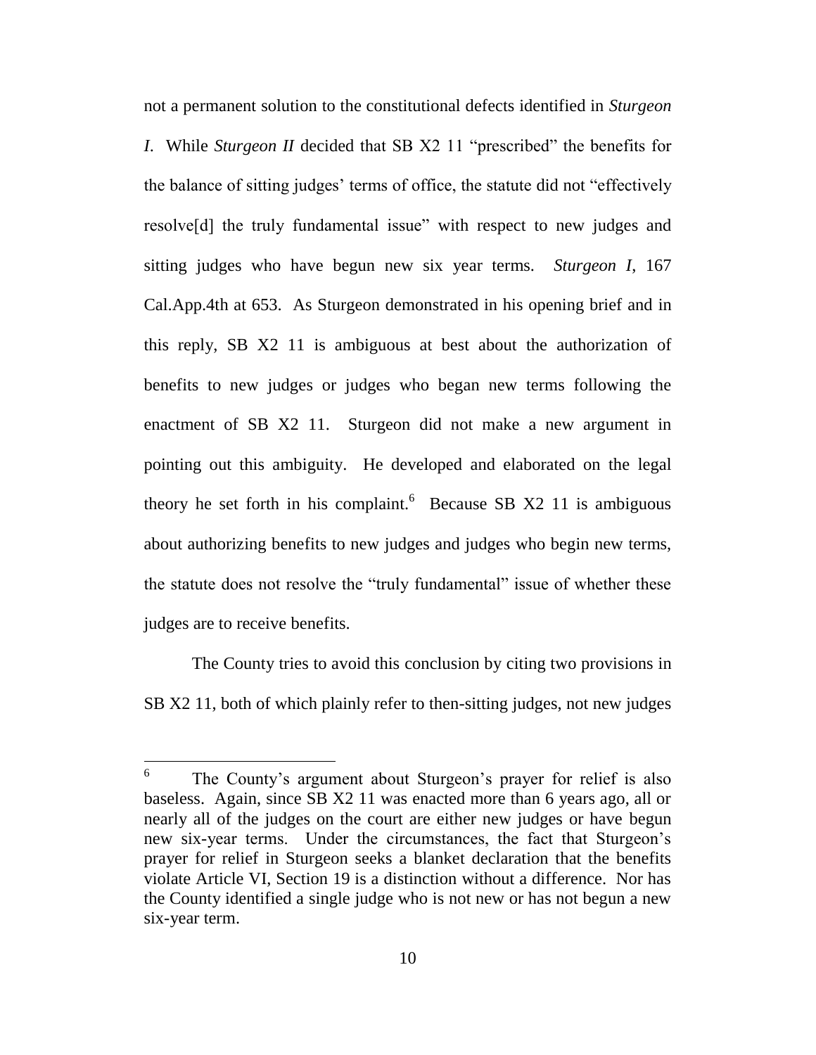not a permanent solution to the constitutional defects identified in *Sturgeon I*. While *Sturgeon II* decided that SB X2 11 "prescribed" the benefits for the balance of sitting judges' terms of office, the statute did not "effectively resolve[d] the truly fundamental issue" with respect to new judges and sitting judges who have begun new six year terms. *Sturgeon I*, 167 Cal.App.4th at 653. As Sturgeon demonstrated in his opening brief and in this reply, SB X2 11 is ambiguous at best about the authorization of benefits to new judges or judges who began new terms following the enactment of SB X2 11. Sturgeon did not make a new argument in pointing out this ambiguity. He developed and elaborated on the legal theory he set forth in his complaint.[6] Because SB X2 11 is ambiguous about authorizing benefits to new judges and judges who begin new terms, the statute does not resolve the "truly fundamental" issue of whether these judges are to receive benefits.

The County tries to avoid this conclusion by citing two provisions in SB X2 11, both of which plainly refer to then-sitting judges, not new judges

---

[6] The County's argument about Sturgeon's prayer for relief is also baseless. Again, since SB X2 11 was enacted more than 6 years ago, all or nearly all of the judges on the court are either new judges or have begun new six-year terms. Under the circumstances, the fact that Sturgeon's prayer for relief in Sturgeon seeks a blanket declaration that the benefits violate Article VI, Section 19 is a distinction without a difference. Nor has the County identified a single judge who is not new or has not begun a new six-year term.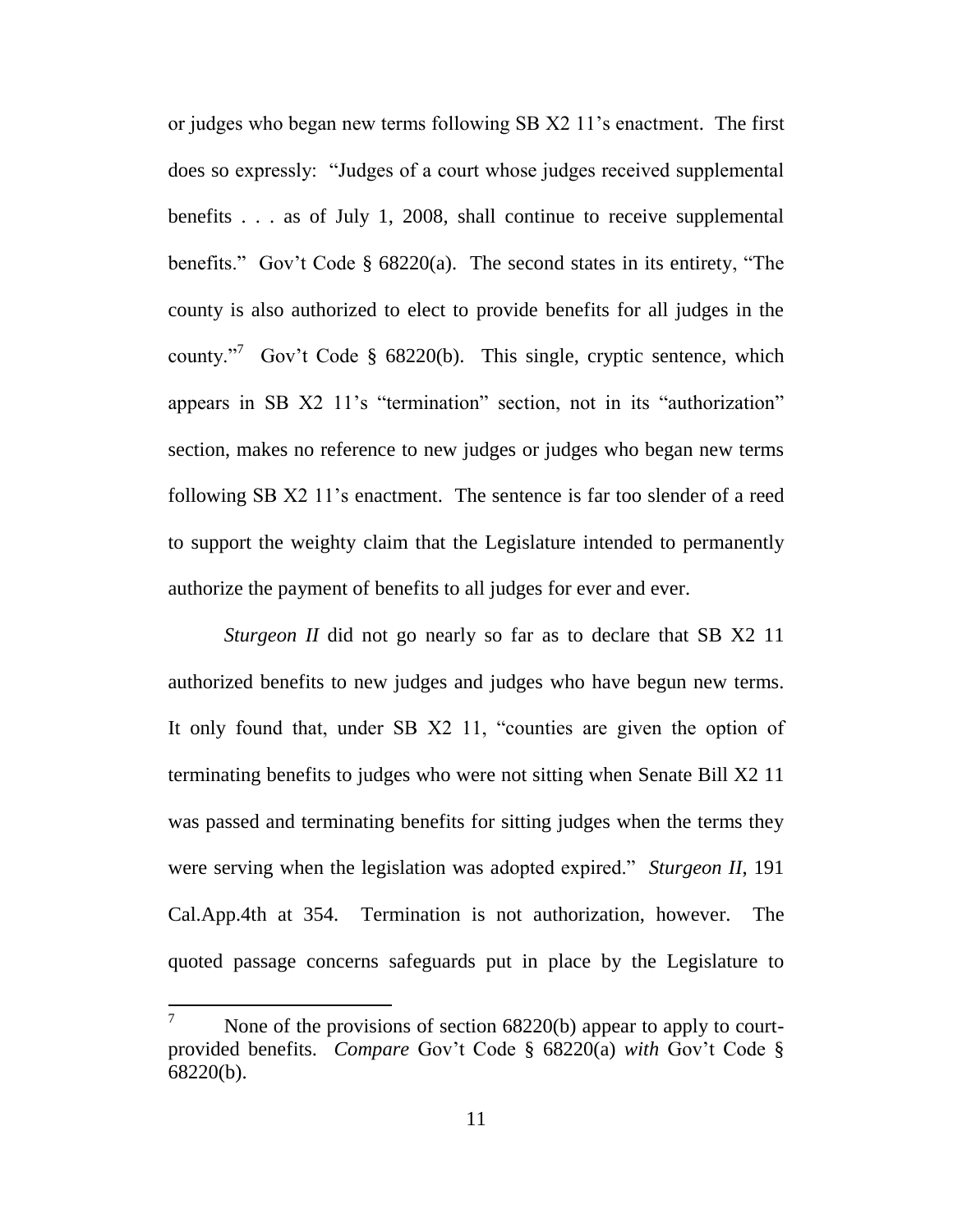or judges who began new terms following SB X2 11's enactment. The first does so expressly: "Judges of a court whose judges received supplemental benefits . . . as of July 1, 2008, shall continue to receive supplemental benefits." Gov't Code § 68220(a). The second states in its entirety, "The county is also authorized to elect to provide benefits for all judges in the county."[7] Gov't Code § 68220(b). This single, cryptic sentence, which appears in SB X2 11's "termination" section, not in its "authorization" section, makes no reference to new judges or judges who began new terms following SB X2 11's enactment. The sentence is far too slender of a reed to support the weighty claim that the Legislature intended to permanently authorize the payment of benefits to all judges for ever and ever.

*Sturgeon II* did not go nearly so far as to declare that SB X2 11 authorized benefits to new judges and judges who have begun new terms. It only found that, under SB X2 11, "counties are given the option of terminating benefits to judges who were not sitting when Senate Bill X2 11 was passed and terminating benefits for sitting judges when the terms they were serving when the legislation was adopted expired." *Sturgeon II*, 191 Cal.App.4th at 354. Termination is not authorization, however. The quoted passage concerns safeguards put in place by the Legislature to

---

[7] None of the provisions of section 68220(b) appear to apply to court-provided benefits. *Compare* Gov't Code § 68220(a) *with* Gov't Code § 68220(b).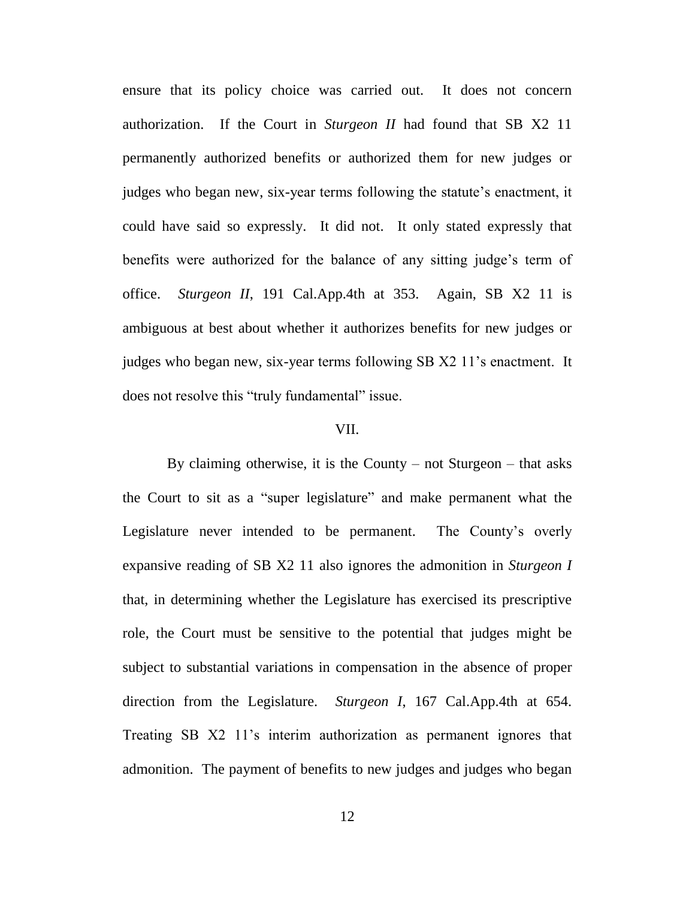ensure that its policy choice was carried out. It does not concern authorization. If the Court in *Sturgeon II* had found that SB X2 11 permanently authorized benefits or authorized them for new judges or judges who began new, six-year terms following the statute's enactment, it could have said so expressly. It did not. It only stated expressly that benefits were authorized for the balance of any sitting judge's term of office. *Sturgeon II*, 191 Cal.App.4th at 353. Again, SB X2 11 is ambiguous at best about whether it authorizes benefits for new judges or judges who began new, six-year terms following SB X2 11's enactment. It does not resolve this "truly fundamental" issue.

## VII.

By claiming otherwise, it is the County – not Sturgeon – that asks the Court to sit as a "super legislature" and make permanent what the Legislature never intended to be permanent. The County's overly expansive reading of SB X2 11 also ignores the admonition in *Sturgeon I* that, in determining whether the Legislature has exercised its prescriptive role, the Court must be sensitive to the potential that judges might be subject to substantial variations in compensation in the absence of proper direction from the Legislature. *Sturgeon I*, 167 Cal.App.4th at 654. Treating SB X2 11's interim authorization as permanent ignores that admonition. The payment of benefits to new judges and judges who began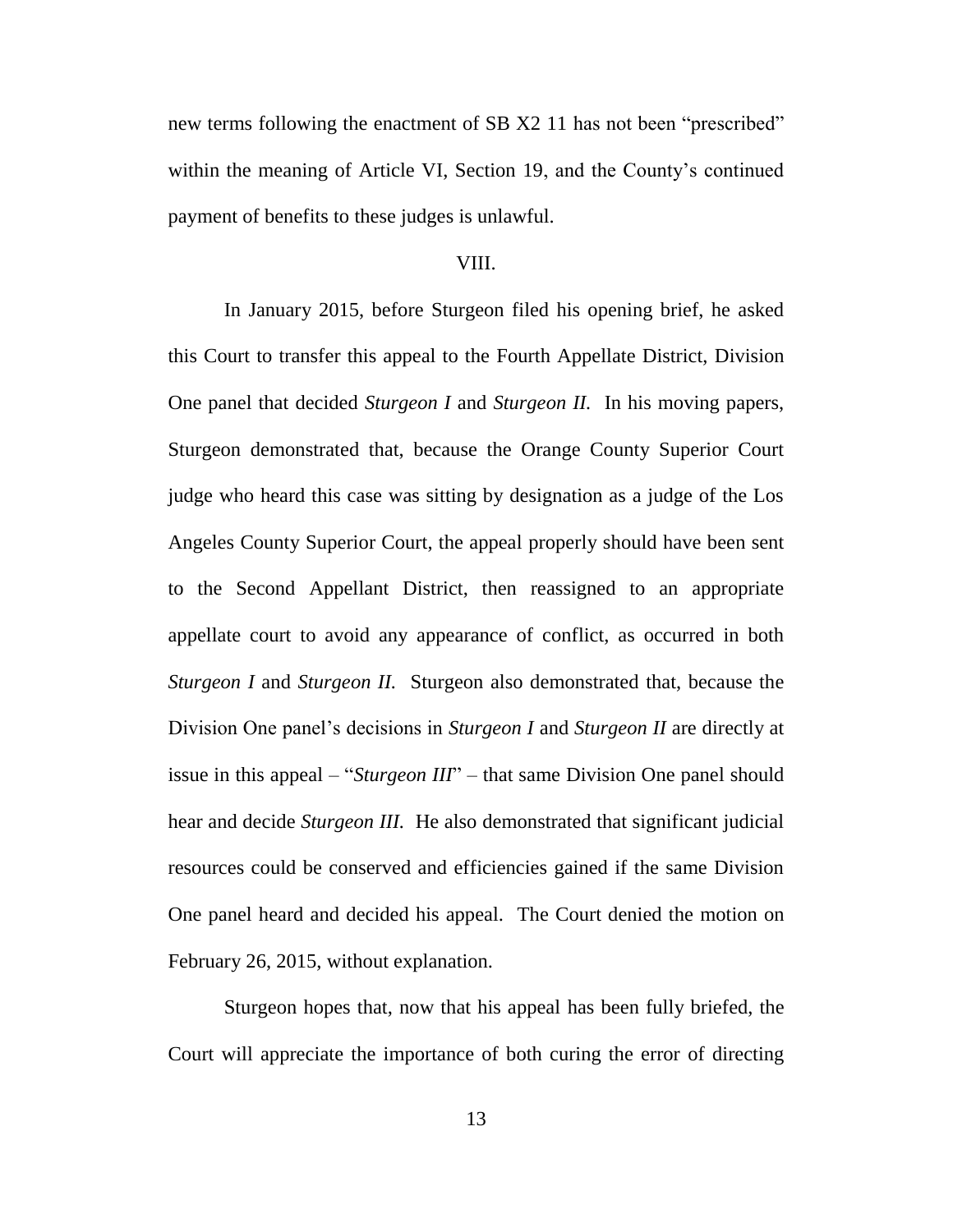new terms following the enactment of SB X2 11 has not been "prescribed" within the meaning of Article VI, Section 19, and the County's continued payment of benefits to these judges is unlawful.

VIII.

In January 2015, before Sturgeon filed his opening brief, he asked this Court to transfer this appeal to the Fourth Appellate District, Division One panel that decided *Sturgeon I* and *Sturgeon II.* In his moving papers, Sturgeon demonstrated that, because the Orange County Superior Court judge who heard this case was sitting by designation as a judge of the Los Angeles County Superior Court, the appeal properly should have been sent to the Second Appellant District, then reassigned to an appropriate appellate court to avoid any appearance of conflict, as occurred in both *Sturgeon I* and *Sturgeon II.* Sturgeon also demonstrated that, because the Division One panel's decisions in *Sturgeon I* and *Sturgeon II* are directly at issue in this appeal – "*Sturgeon III*" – that same Division One panel should hear and decide *Sturgeon III.* He also demonstrated that significant judicial resources could be conserved and efficiencies gained if the same Division One panel heard and decided his appeal. The Court denied the motion on February 26, 2015, without explanation.

Sturgeon hopes that, now that his appeal has been fully briefed, the Court will appreciate the importance of both curing the error of directing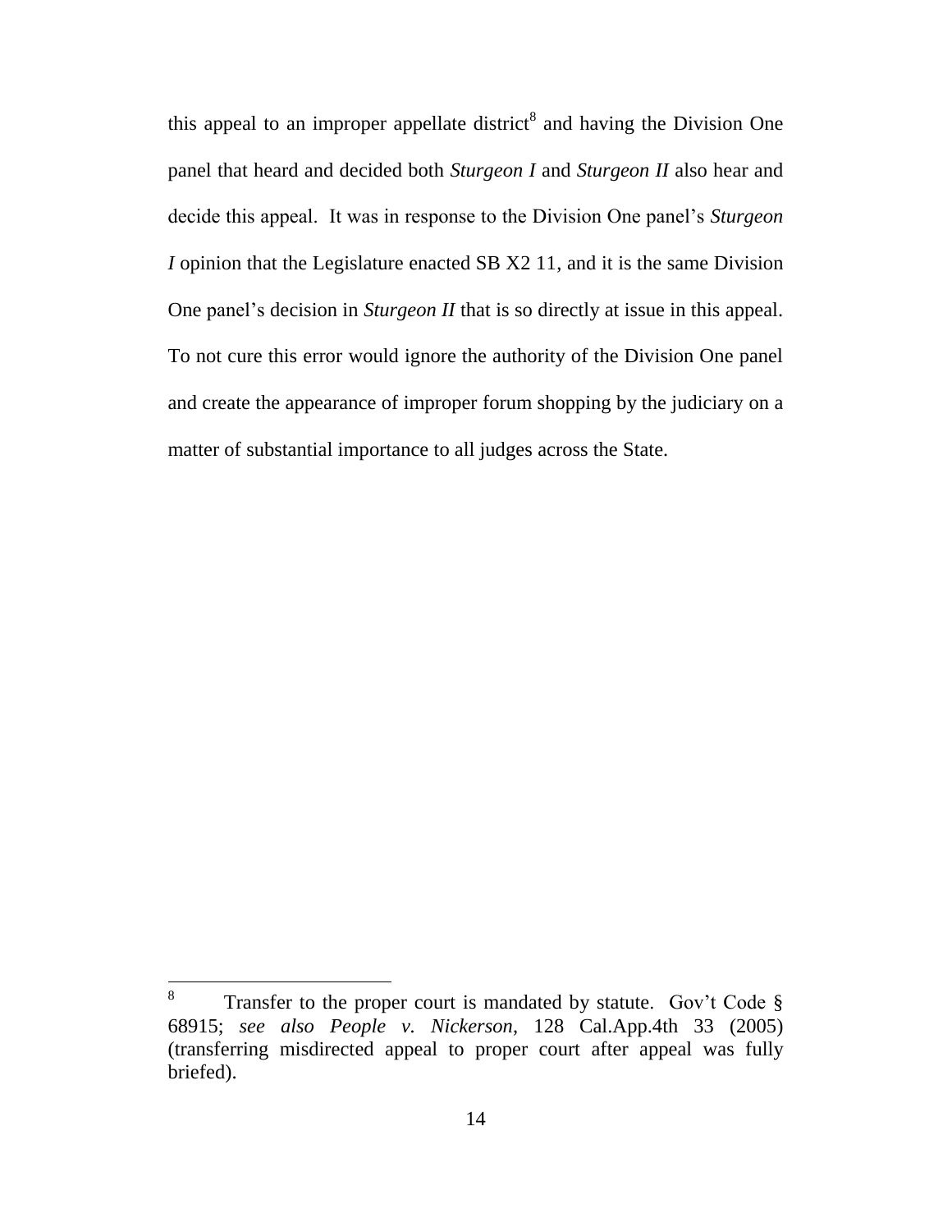this appeal to an improper appellate district[8] and having the Division One panel that heard and decided both *Sturgeon I* and *Sturgeon II* also hear and decide this appeal. It was in response to the Division One panel's *Sturgeon I* opinion that the Legislature enacted SB X2 11, and it is the same Division One panel's decision in *Sturgeon II* that is so directly at issue in this appeal. To not cure this error would ignore the authority of the Division One panel and create the appearance of improper forum shopping by the judiciary on a matter of substantial importance to all judges across the State.

---

[8] Transfer to the proper court is mandated by statute. Gov't Code § 68915; *see also People v. Nickerson*, 128 Cal.App.4th 33 (2005) (transferring misdirected appeal to proper court after appeal was fully briefed).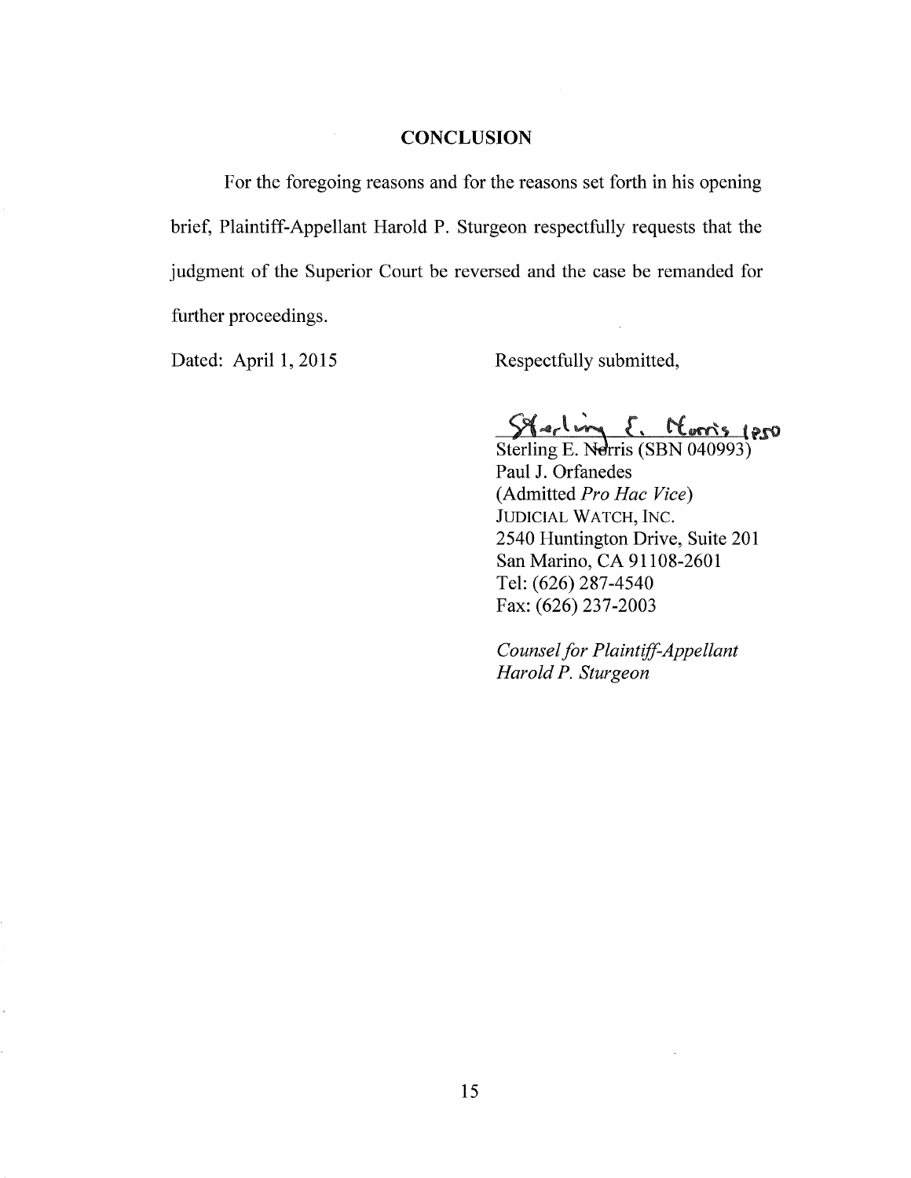## CONCLUSION

For the foregoing reasons and for the reasons set forth in his opening brief, Plaintiff-Appellant Harold P. Sturgeon respectfully requests that the judgment of the Superior Court be reversed and the case be remanded for further proceedings.

Dated: April 1, 2015

Respectfully submitted,

Sterling E. Norris (SBN 040993)
Paul J. Orfanedes
(Admitted *Pro Hac Vice*)
JUDICIAL WATCH, INC.
2540 Huntington Drive, Suite 201
San Marino, CA 91108-2601
Tel: (626) 287-4540
Fax: (626) 237-2003

*Counsel for Plaintiff-Appellant Harold P. Sturgeon*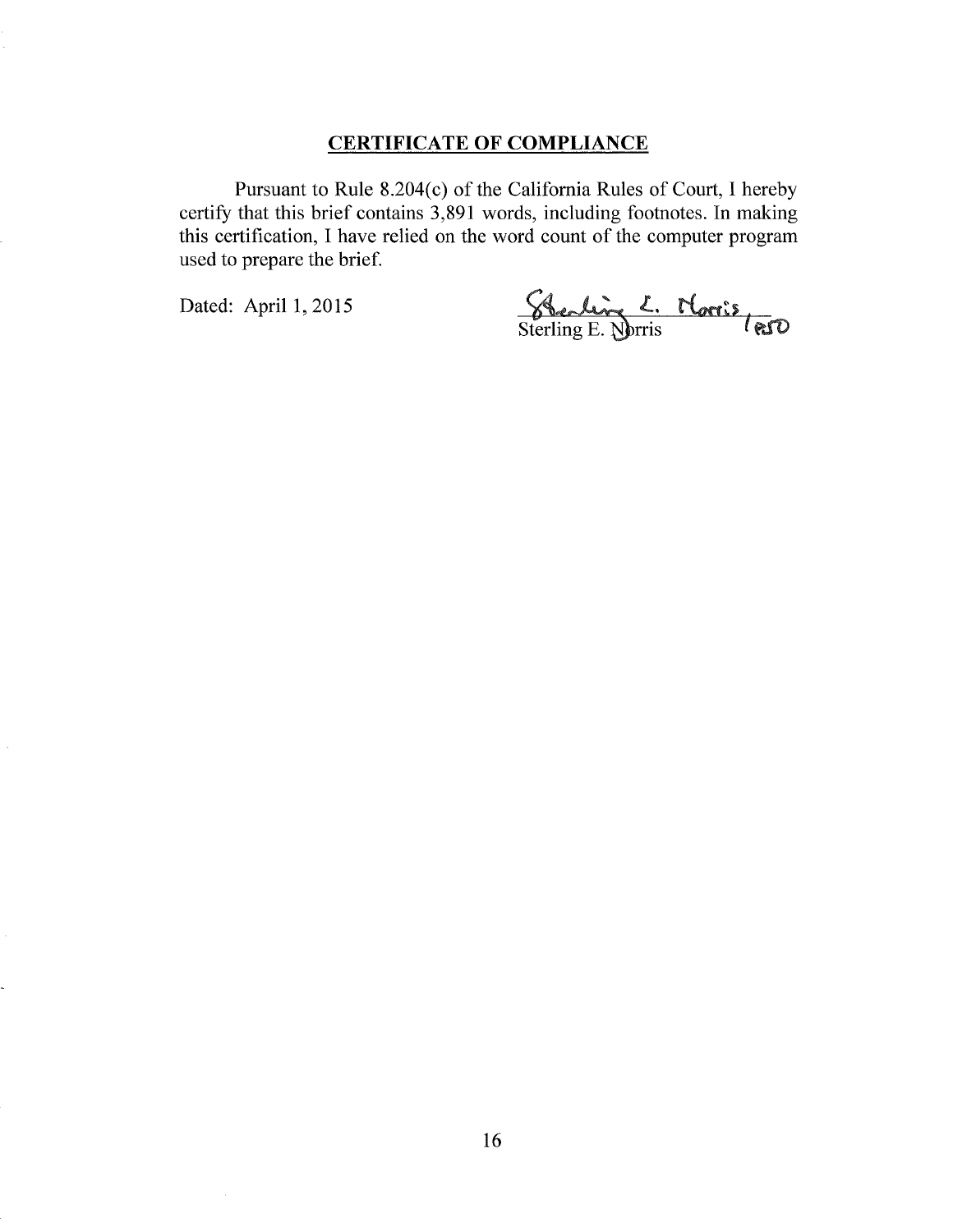## CERTIFICATE OF COMPLIANCE

Pursuant to Rule 8.204(c) of the California Rules of Court, I hereby certify that this brief contains 3,891 words, including footnotes. In making this certification, I have relied on the word count of the computer program used to prepare the brief.

Dated: April 1, 2015

Sterling E. Norris /esD

Sterling E. Norris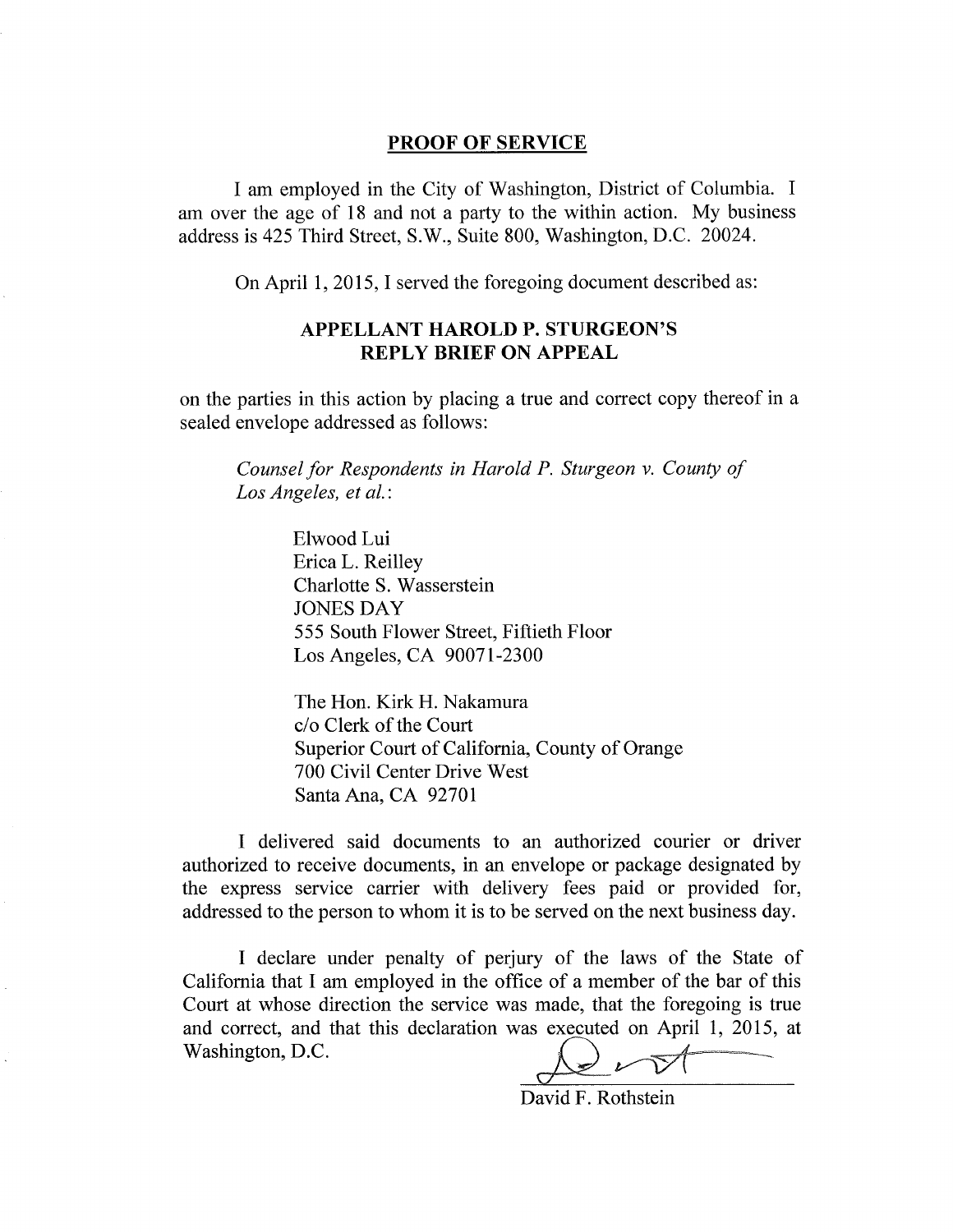## PROOF OF SERVICE

I am employed in the City of Washington, District of Columbia. I am over the age of 18 and not a party to the within action. My business address is 425 Third Street, S.W., Suite 800, Washington, D.C. 20024.

On April 1, 2015, I served the foregoing document described as:

**APPELLANT HAROLD P. STURGEON'S**
**REPLY BRIEF ON APPEAL**

on the parties in this action by placing a true and correct copy thereof in a sealed envelope addressed as follows:

*Counsel for Respondents in Harold P. Sturgeon v. County of Los Angeles, et al.*:

Elwood Lui
Erica L. Reilley
Charlotte S. Wasserstein
JONES DAY
555 South Flower Street, Fiftieth Floor
Los Angeles, CA 90071-2300

The Hon. Kirk H. Nakamura
c/o Clerk of the Court
Superior Court of California, County of Orange
700 Civil Center Drive West
Santa Ana, CA 92701

I delivered said documents to an authorized courier or driver authorized to receive documents, in an envelope or package designated by the express service carrier with delivery fees paid or provided for, addressed to the person to whom it is to be served on the next business day.

I declare under penalty of perjury of the laws of the State of California that I am employed in the office of a member of the bar of this Court at whose direction the service was made, that the foregoing is true and correct, and that this declaration was executed on April 1, 2015, at Washington, D.C.

David F. Rothstein